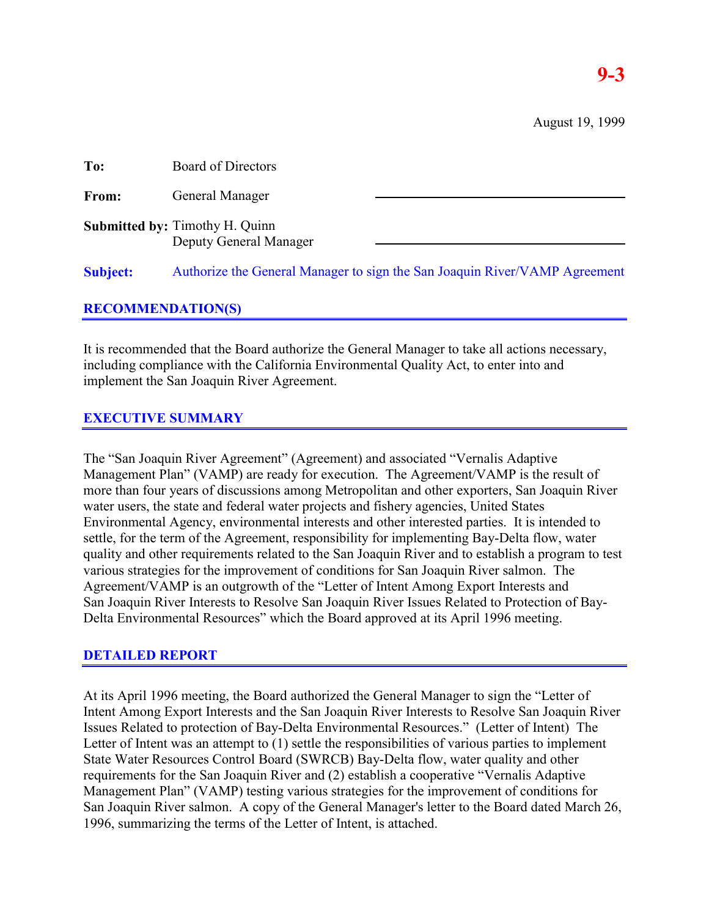**9-3**

August 19, 1999

**To:** Board of Directors

**From:** General Manager

**Submitted by:** Timothy H. Quinn
Deputy General Manager

**Subject:** Authorize the General Manager to sign the San Joaquin River/VAMP Agreement

## RECOMMENDATION(S)

It is recommended that the Board authorize the General Manager to take all actions necessary, including compliance with the California Environmental Quality Act, to enter into and implement the San Joaquin River Agreement.

## EXECUTIVE SUMMARY

The "San Joaquin River Agreement" (Agreement) and associated "Vernalis Adaptive Management Plan" (VAMP) are ready for execution. The Agreement/VAMP is the result of more than four years of discussions among Metropolitan and other exporters, San Joaquin River water users, the state and federal water projects and fishery agencies, United States Environmental Agency, environmental interests and other interested parties. It is intended to settle, for the term of the Agreement, responsibility for implementing Bay-Delta flow, water quality and other requirements related to the San Joaquin River and to establish a program to test various strategies for the improvement of conditions for San Joaquin River salmon. The Agreement/VAMP is an outgrowth of the "Letter of Intent Among Export Interests and San Joaquin River Interests to Resolve San Joaquin River Issues Related to Protection of Bay-Delta Environmental Resources" which the Board approved at its April 1996 meeting.

## DETAILED REPORT

At its April 1996 meeting, the Board authorized the General Manager to sign the "Letter of Intent Among Export Interests and the San Joaquin River Interests to Resolve San Joaquin River Issues Related to protection of Bay-Delta Environmental Resources." (Letter of Intent) The Letter of Intent was an attempt to (1) settle the responsibilities of various parties to implement State Water Resources Control Board (SWRCB) Bay-Delta flow, water quality and other requirements for the San Joaquin River and (2) establish a cooperative "Vernalis Adaptive Management Plan" (VAMP) testing various strategies for the improvement of conditions for San Joaquin River salmon. A copy of the General Manager's letter to the Board dated March 26, 1996, summarizing the terms of the Letter of Intent, is attached.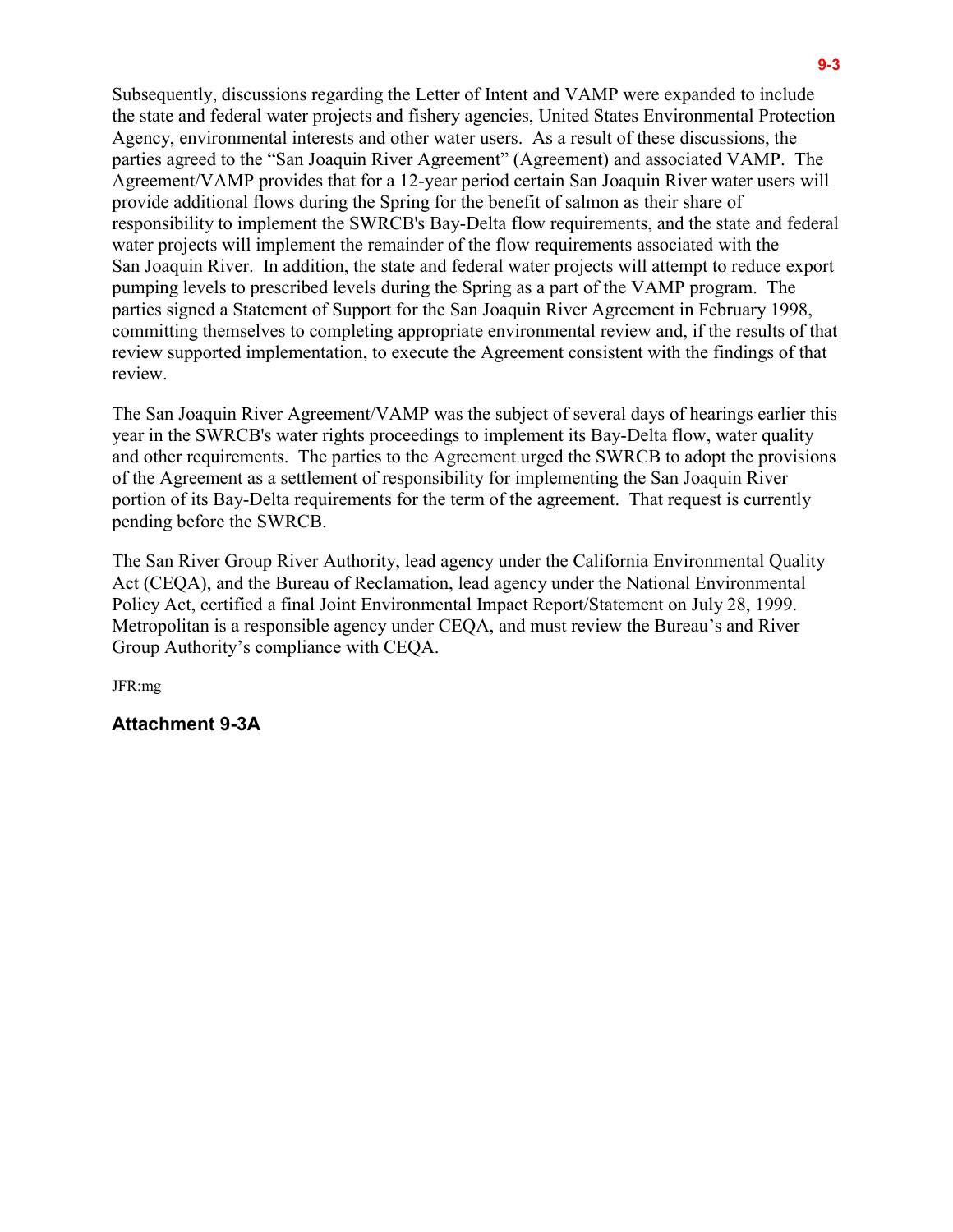Subsequently, discussions regarding the Letter of Intent and VAMP were expanded to include the state and federal water projects and fishery agencies, United States Environmental Protection Agency, environmental interests and other water users. As a result of these discussions, the parties agreed to the "San Joaquin River Agreement" (Agreement) and associated VAMP. The Agreement/VAMP provides that for a 12-year period certain San Joaquin River water users will provide additional flows during the Spring for the benefit of salmon as their share of responsibility to implement the SWRCB's Bay-Delta flow requirements, and the state and federal water projects will implement the remainder of the flow requirements associated with the San Joaquin River. In addition, the state and federal water projects will attempt to reduce export pumping levels to prescribed levels during the Spring as a part of the VAMP program. The parties signed a Statement of Support for the San Joaquin River Agreement in February 1998, committing themselves to completing appropriate environmental review and, if the results of that review supported implementation, to execute the Agreement consistent with the findings of that review.

The San Joaquin River Agreement/VAMP was the subject of several days of hearings earlier this year in the SWRCB's water rights proceedings to implement its Bay-Delta flow, water quality and other requirements. The parties to the Agreement urged the SWRCB to adopt the provisions of the Agreement as a settlement of responsibility for implementing the San Joaquin River portion of its Bay-Delta requirements for the term of the agreement. That request is currently pending before the SWRCB.

The San River Group River Authority, lead agency under the California Environmental Quality Act (CEQA), and the Bureau of Reclamation, lead agency under the National Environmental Policy Act, certified a final Joint Environmental Impact Report/Statement on July 28, 1999. Metropolitan is a responsible agency under CEQA, and must review the Bureau's and River Group Authority's compliance with CEQA.

JFR:mg

**Attachment 9-3A**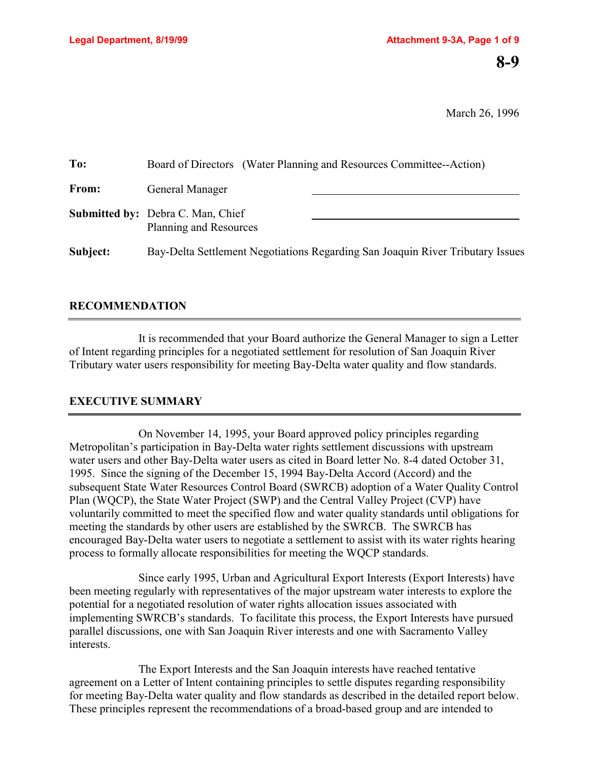# 8-9

March 26, 1996

| | |
|---|---|
| **To:** | Board of Directors (Water Planning and Resources Committee--Action) |
| **From:** | General Manager |
| **Submitted by:** | Debra C. Man, Chief<br>Planning and Resources |
| **Subject:** | Bay-Delta Settlement Negotiations Regarding San Joaquin River Tributary Issues |

## RECOMMENDATION

It is recommended that your Board authorize the General Manager to sign a Letter of Intent regarding principles for a negotiated settlement for resolution of San Joaquin River Tributary water users responsibility for meeting Bay-Delta water quality and flow standards.

## EXECUTIVE SUMMARY

On November 14, 1995, your Board approved policy principles regarding Metropolitan's participation in Bay-Delta water rights settlement discussions with upstream water users and other Bay-Delta water users as cited in Board letter No. 8-4 dated October 31, 1995. Since the signing of the December 15, 1994 Bay-Delta Accord (Accord) and the subsequent State Water Resources Control Board (SWRCB) adoption of a Water Quality Control Plan (WQCP), the State Water Project (SWP) and the Central Valley Project (CVP) have voluntarily committed to meet the specified flow and water quality standards until obligations for meeting the standards by other users are established by the SWRCB. The SWRCB has encouraged Bay-Delta water users to negotiate a settlement to assist with its water rights hearing process to formally allocate responsibilities for meeting the WQCP standards.

Since early 1995, Urban and Agricultural Export Interests (Export Interests) have been meeting regularly with representatives of the major upstream water interests to explore the potential for a negotiated resolution of water rights allocation issues associated with implementing SWRCB's standards. To facilitate this process, the Export Interests have pursued parallel discussions, one with San Joaquin River interests and one with Sacramento Valley interests.

The Export Interests and the San Joaquin interests have reached tentative agreement on a Letter of Intent containing principles to settle disputes regarding responsibility for meeting Bay-Delta water quality and flow standards as described in the detailed report below. These principles represent the recommendations of a broad-based group and are intended to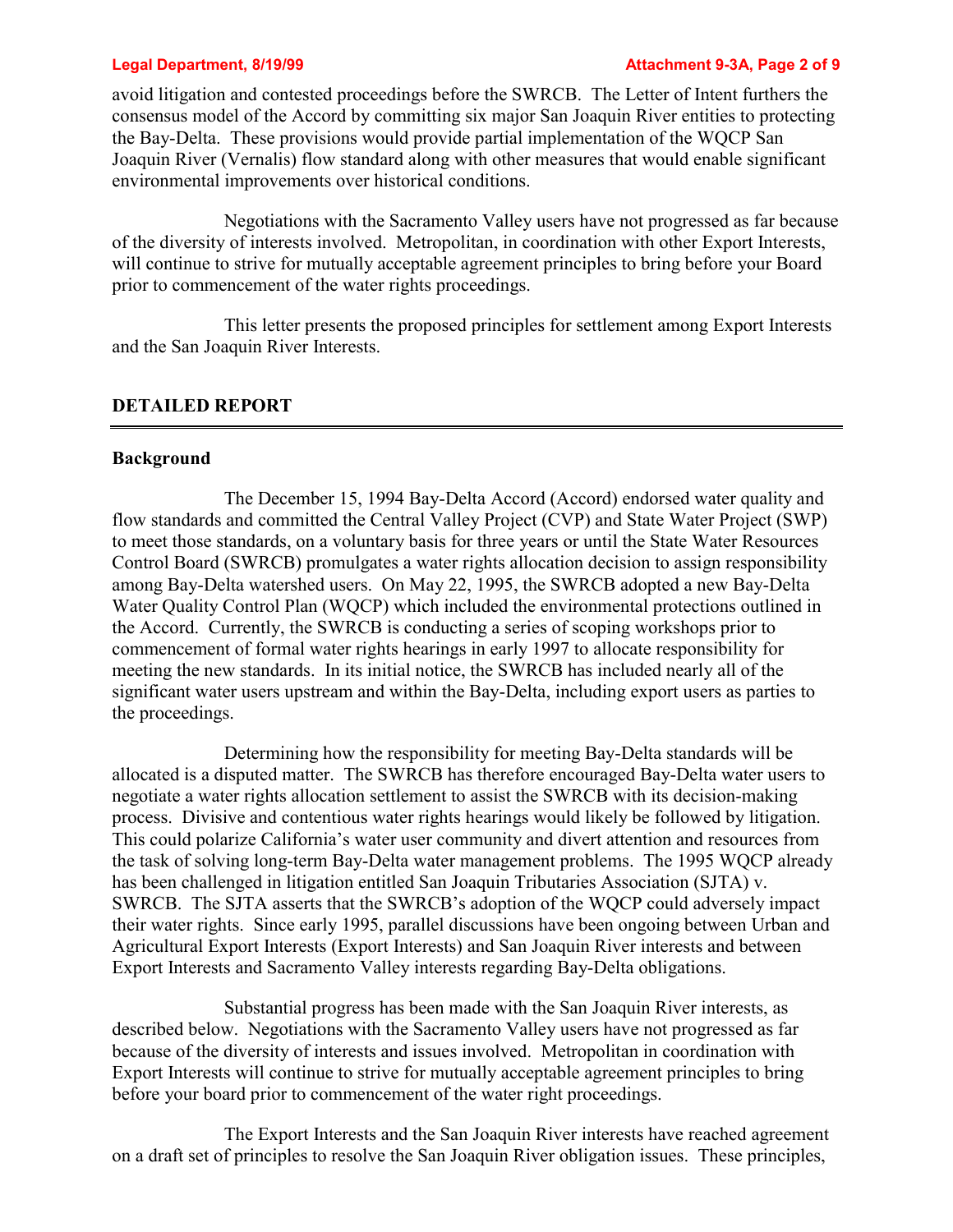avoid litigation and contested proceedings before the SWRCB. The Letter of Intent furthers the consensus model of the Accord by committing six major San Joaquin River entities to protecting the Bay-Delta. These provisions would provide partial implementation of the WQCP San Joaquin River (Vernalis) flow standard along with other measures that would enable significant environmental improvements over historical conditions.

Negotiations with the Sacramento Valley users have not progressed as far because of the diversity of interests involved. Metropolitan, in coordination with other Export Interests, will continue to strive for mutually acceptable agreement principles to bring before your Board prior to commencement of the water rights proceedings.

This letter presents the proposed principles for settlement among Export Interests and the San Joaquin River Interests.

## DETAILED REPORT

### Background

The December 15, 1994 Bay-Delta Accord (Accord) endorsed water quality and flow standards and committed the Central Valley Project (CVP) and State Water Project (SWP) to meet those standards, on a voluntary basis for three years or until the State Water Resources Control Board (SWRCB) promulgates a water rights allocation decision to assign responsibility among Bay-Delta watershed users. On May 22, 1995, the SWRCB adopted a new Bay-Delta Water Quality Control Plan (WQCP) which included the environmental protections outlined in the Accord. Currently, the SWRCB is conducting a series of scoping workshops prior to commencement of formal water rights hearings in early 1997 to allocate responsibility for meeting the new standards. In its initial notice, the SWRCB has included nearly all of the significant water users upstream and within the Bay-Delta, including export users as parties to the proceedings.

Determining how the responsibility for meeting Bay-Delta standards will be allocated is a disputed matter. The SWRCB has therefore encouraged Bay-Delta water users to negotiate a water rights allocation settlement to assist the SWRCB with its decision-making process. Divisive and contentious water rights hearings would likely be followed by litigation. This could polarize California's water user community and divert attention and resources from the task of solving long-term Bay-Delta water management problems. The 1995 WQCP already has been challenged in litigation entitled San Joaquin Tributaries Association (SJTA) v. SWRCB. The SJTA asserts that the SWRCB's adoption of the WQCP could adversely impact their water rights. Since early 1995, parallel discussions have been ongoing between Urban and Agricultural Export Interests (Export Interests) and San Joaquin River interests and between Export Interests and Sacramento Valley interests regarding Bay-Delta obligations.

Substantial progress has been made with the San Joaquin River interests, as described below. Negotiations with the Sacramento Valley users have not progressed as far because of the diversity of interests and issues involved. Metropolitan in coordination with Export Interests will continue to strive for mutually acceptable agreement principles to bring before your board prior to commencement of the water right proceedings.

The Export Interests and the San Joaquin River interests have reached agreement on a draft set of principles to resolve the San Joaquin River obligation issues. These principles,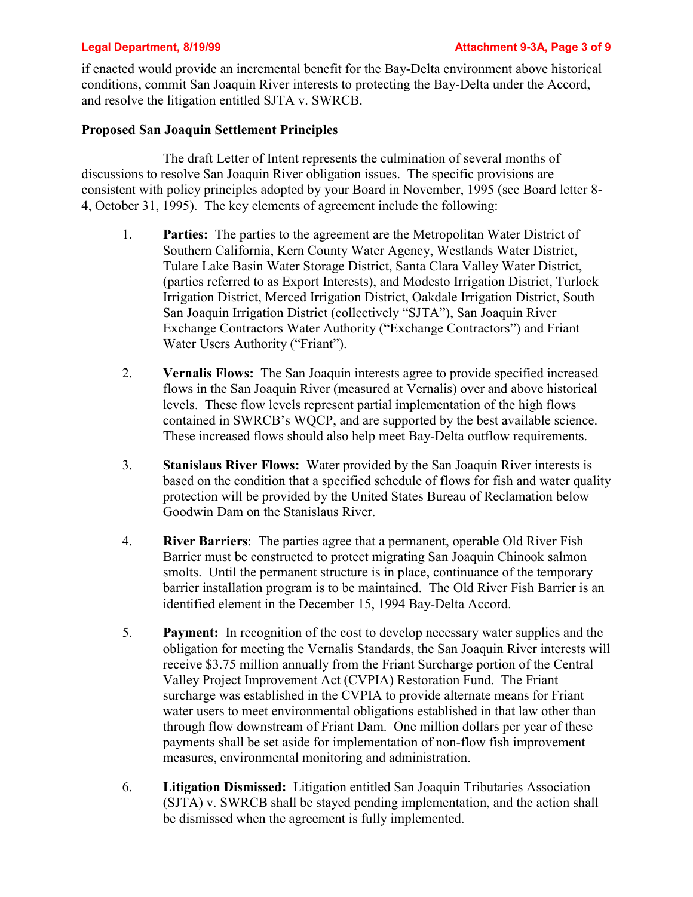if enacted would provide an incremental benefit for the Bay-Delta environment above historical conditions, commit San Joaquin River interests to protecting the Bay-Delta under the Accord, and resolve the litigation entitled SJTA v. SWRCB.

**Proposed San Joaquin Settlement Principles**

The draft Letter of Intent represents the culmination of several months of discussions to resolve San Joaquin River obligation issues. The specific provisions are consistent with policy principles adopted by your Board in November, 1995 (see Board letter 8-4, October 31, 1995). The key elements of agreement include the following:

1. **Parties:** The parties to the agreement are the Metropolitan Water District of Southern California, Kern County Water Agency, Westlands Water District, Tulare Lake Basin Water Storage District, Santa Clara Valley Water District, (parties referred to as Export Interests), and Modesto Irrigation District, Turlock Irrigation District, Merced Irrigation District, Oakdale Irrigation District, South San Joaquin Irrigation District (collectively "SJTA"), San Joaquin River Exchange Contractors Water Authority ("Exchange Contractors") and Friant Water Users Authority ("Friant").

2. **Vernalis Flows:** The San Joaquin interests agree to provide specified increased flows in the San Joaquin River (measured at Vernalis) over and above historical levels. These flow levels represent partial implementation of the high flows contained in SWRCB's WQCP, and are supported by the best available science. These increased flows should also help meet Bay-Delta outflow requirements.

3. **Stanislaus River Flows:** Water provided by the San Joaquin River interests is based on the condition that a specified schedule of flows for fish and water quality protection will be provided by the United States Bureau of Reclamation below Goodwin Dam on the Stanislaus River.

4. **River Barriers**: The parties agree that a permanent, operable Old River Fish Barrier must be constructed to protect migrating San Joaquin Chinook salmon smolts. Until the permanent structure is in place, continuance of the temporary barrier installation program is to be maintained. The Old River Fish Barrier is an identified element in the December 15, 1994 Bay-Delta Accord.

5. **Payment:** In recognition of the cost to develop necessary water supplies and the obligation for meeting the Vernalis Standards, the San Joaquin River interests will receive \$3.75 million annually from the Friant Surcharge portion of the Central Valley Project Improvement Act (CVPIA) Restoration Fund. The Friant surcharge was established in the CVPIA to provide alternate means for Friant water users to meet environmental obligations established in that law other than through flow downstream of Friant Dam. One million dollars per year of these payments shall be set aside for implementation of non-flow fish improvement measures, environmental monitoring and administration.

6. **Litigation Dismissed:** Litigation entitled San Joaquin Tributaries Association (SJTA) v. SWRCB shall be stayed pending implementation, and the action shall be dismissed when the agreement is fully implemented.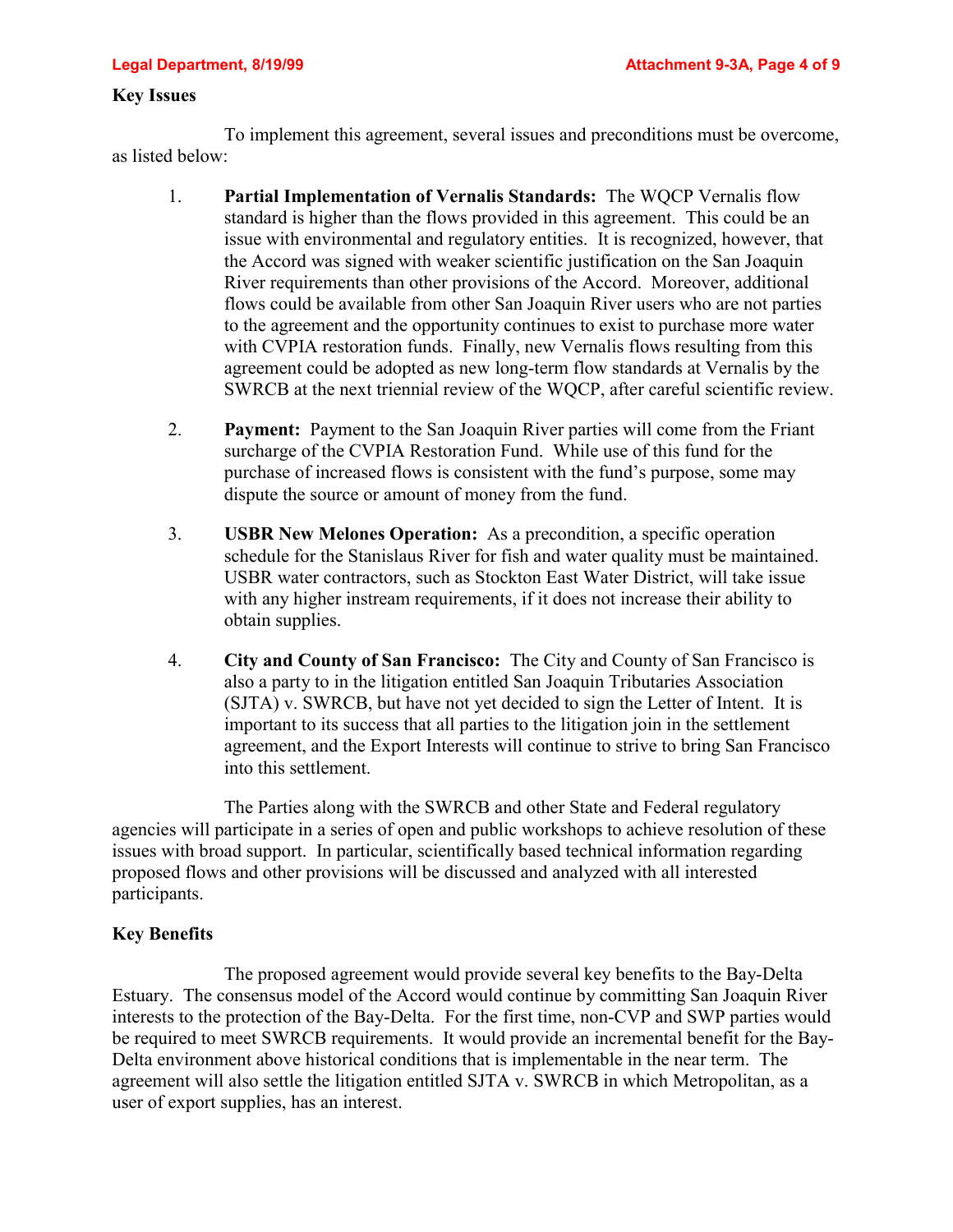**Key Issues**

To implement this agreement, several issues and preconditions must be overcome, as listed below:

1. **Partial Implementation of Vernalis Standards:** The WQCP Vernalis flow standard is higher than the flows provided in this agreement. This could be an issue with environmental and regulatory entities. It is recognized, however, that the Accord was signed with weaker scientific justification on the San Joaquin River requirements than other provisions of the Accord. Moreover, additional flows could be available from other San Joaquin River users who are not parties to the agreement and the opportunity continues to exist to purchase more water with CVPIA restoration funds. Finally, new Vernalis flows resulting from this agreement could be adopted as new long-term flow standards at Vernalis by the SWRCB at the next triennial review of the WQCP, after careful scientific review.

2. **Payment:** Payment to the San Joaquin River parties will come from the Friant surcharge of the CVPIA Restoration Fund. While use of this fund for the purchase of increased flows is consistent with the fund's purpose, some may dispute the source or amount of money from the fund.

3. **USBR New Melones Operation:** As a precondition, a specific operation schedule for the Stanislaus River for fish and water quality must be maintained. USBR water contractors, such as Stockton East Water District, will take issue with any higher instream requirements, if it does not increase their ability to obtain supplies.

4. **City and County of San Francisco:** The City and County of San Francisco is also a party to in the litigation entitled San Joaquin Tributaries Association (SJTA) v. SWRCB, but have not yet decided to sign the Letter of Intent. It is important to its success that all parties to the litigation join in the settlement agreement, and the Export Interests will continue to strive to bring San Francisco into this settlement.

The Parties along with the SWRCB and other State and Federal regulatory agencies will participate in a series of open and public workshops to achieve resolution of these issues with broad support. In particular, scientifically based technical information regarding proposed flows and other provisions will be discussed and analyzed with all interested participants.

**Key Benefits**

The proposed agreement would provide several key benefits to the Bay-Delta Estuary. The consensus model of the Accord would continue by committing San Joaquin River interests to the protection of the Bay-Delta. For the first time, non-CVP and SWP parties would be required to meet SWRCB requirements. It would provide an incremental benefit for the Bay-Delta environment above historical conditions that is implementable in the near term. The agreement will also settle the litigation entitled SJTA v. SWRCB in which Metropolitan, as a user of export supplies, has an interest.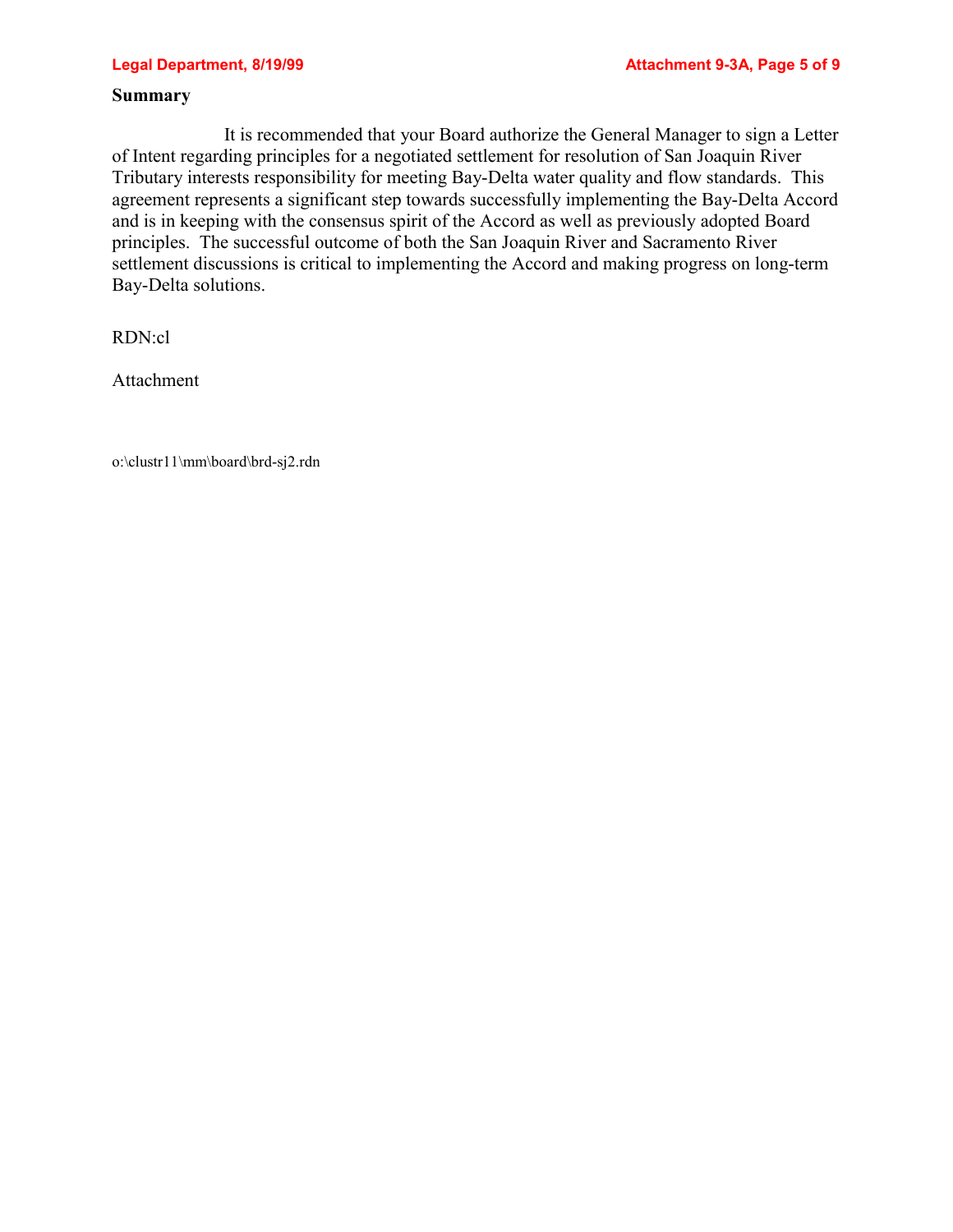**Summary**

It is recommended that your Board authorize the General Manager to sign a Letter of Intent regarding principles for a negotiated settlement for resolution of San Joaquin River Tributary interests responsibility for meeting Bay-Delta water quality and flow standards. This agreement represents a significant step towards successfully implementing the Bay-Delta Accord and is in keeping with the consensus spirit of the Accord as well as previously adopted Board principles. The successful outcome of both the San Joaquin River and Sacramento River settlement discussions is critical to implementing the Accord and making progress on long-term Bay-Delta solutions.

RDN:cl

Attachment

o:\clustr11\mm\board\brd-sj2.rdn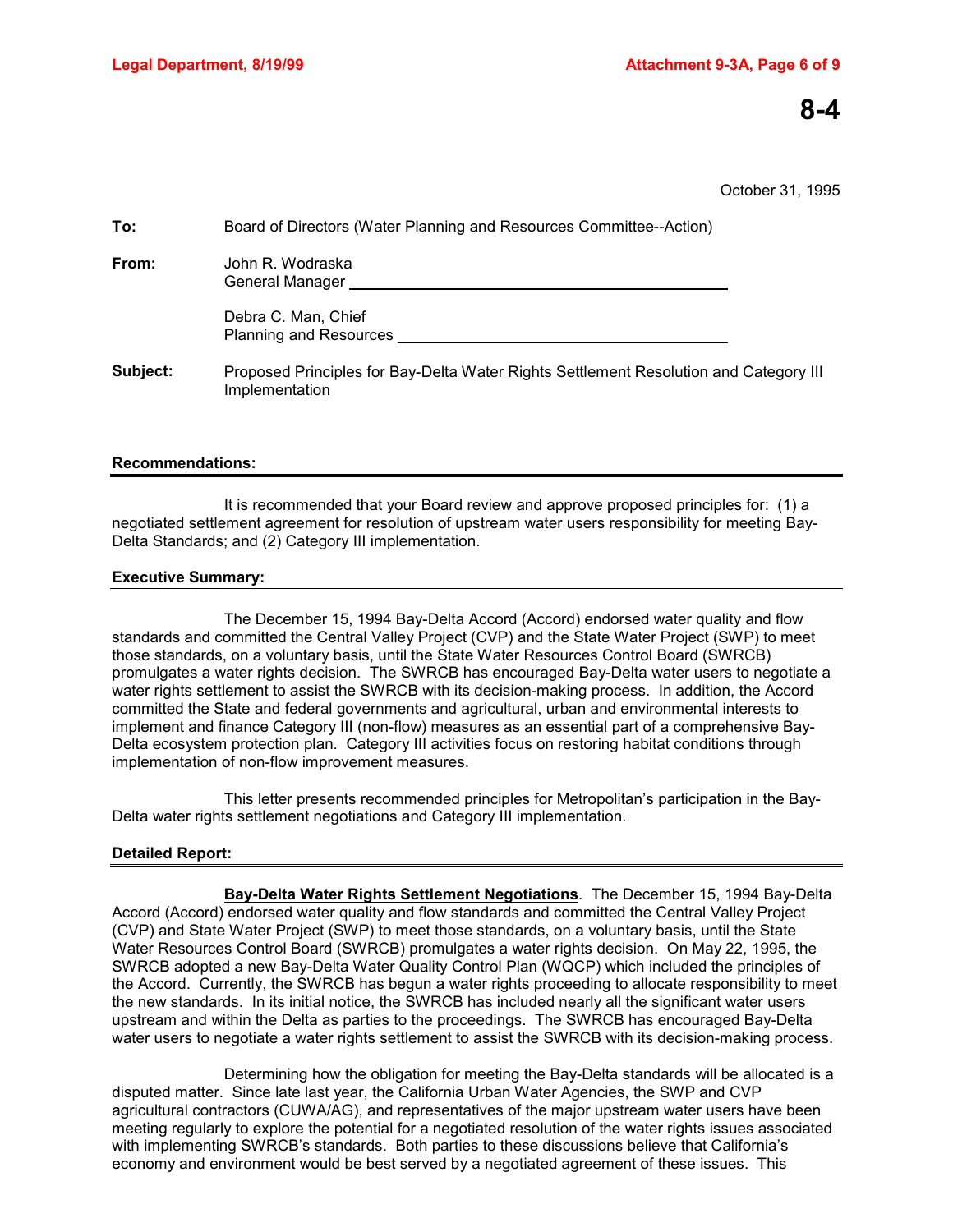**8-4**

October 31, 1995

**To:** Board of Directors (Water Planning and Resources Committee--Action)

**From:** John R. Wodraska
General Manager

Debra C. Man, Chief
Planning and Resources

**Subject:** Proposed Principles for Bay-Delta Water Rights Settlement Resolution and Category III Implementation

## Recommendations:

It is recommended that your Board review and approve proposed principles for: (1) a negotiated settlement agreement for resolution of upstream water users responsibility for meeting Bay-Delta Standards; and (2) Category III implementation.

## Executive Summary:

The December 15, 1994 Bay-Delta Accord (Accord) endorsed water quality and flow standards and committed the Central Valley Project (CVP) and the State Water Project (SWP) to meet those standards, on a voluntary basis, until the State Water Resources Control Board (SWRCB) promulgates a water rights decision. The SWRCB has encouraged Bay-Delta water users to negotiate a water rights settlement to assist the SWRCB with its decision-making process. In addition, the Accord committed the State and federal governments and agricultural, urban and environmental interests to implement and finance Category III (non-flow) measures as an essential part of a comprehensive Bay-Delta ecosystem protection plan. Category III activities focus on restoring habitat conditions through implementation of non-flow improvement measures.

This letter presents recommended principles for Metropolitan's participation in the Bay-Delta water rights settlement negotiations and Category III implementation.

## Detailed Report:

**Bay-Delta Water Rights Settlement Negotiations**. The December 15, 1994 Bay-Delta Accord (Accord) endorsed water quality and flow standards and committed the Central Valley Project (CVP) and State Water Project (SWP) to meet those standards, on a voluntary basis, until the State Water Resources Control Board (SWRCB) promulgates a water rights decision. On May 22, 1995, the SWRCB adopted a new Bay-Delta Water Quality Control Plan (WQCP) which included the principles of the Accord. Currently, the SWRCB has begun a water rights proceeding to allocate responsibility to meet the new standards. In its initial notice, the SWRCB has included nearly all the significant water users upstream and within the Delta as parties to the proceedings. The SWRCB has encouraged Bay-Delta water users to negotiate a water rights settlement to assist the SWRCB with its decision-making process.

Determining how the obligation for meeting the Bay-Delta standards will be allocated is a disputed matter. Since late last year, the California Urban Water Agencies, the SWP and CVP agricultural contractors (CUWA/AG), and representatives of the major upstream water users have been meeting regularly to explore the potential for a negotiated resolution of the water rights issues associated with implementing SWRCB's standards. Both parties to these discussions believe that California's economy and environment would be best served by a negotiated agreement of these issues. This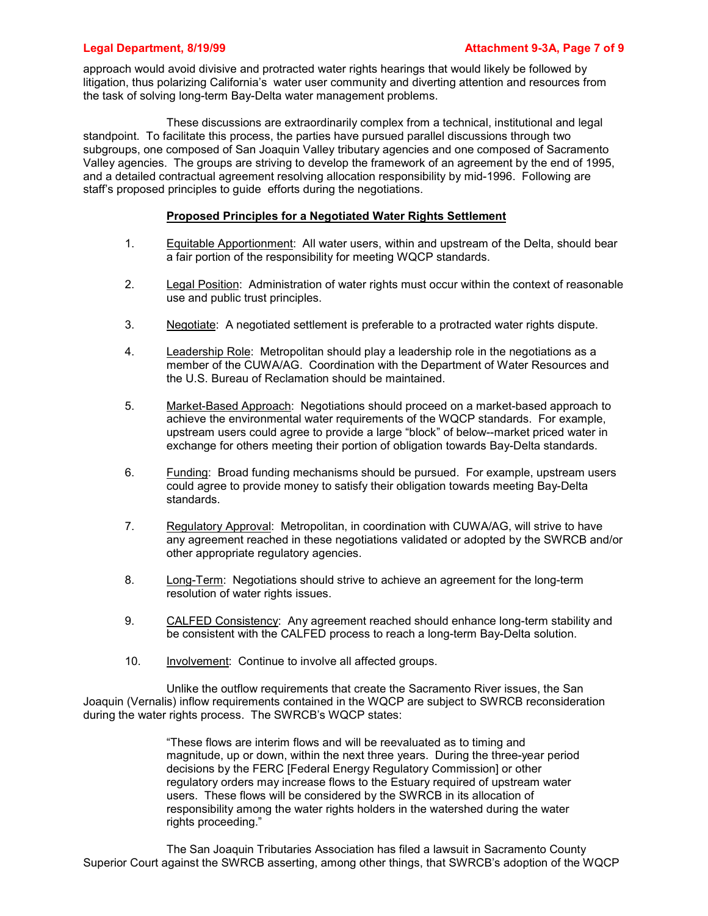approach would avoid divisive and protracted water rights hearings that would likely be followed by litigation, thus polarizing California's water user community and diverting attention and resources from the task of solving long-term Bay-Delta water management problems.

These discussions are extraordinarily complex from a technical, institutional and legal standpoint. To facilitate this process, the parties have pursued parallel discussions through two subgroups, one composed of San Joaquin Valley tributary agencies and one composed of Sacramento Valley agencies. The groups are striving to develop the framework of an agreement by the end of 1995, and a detailed contractual agreement resolving allocation responsibility by mid-1996. Following are staff's proposed principles to guide efforts during the negotiations.

**Proposed Principles for a Negotiated Water Rights Settlement**

1. Equitable Apportionment: All water users, within and upstream of the Delta, should bear a fair portion of the responsibility for meeting WQCP standards.

2. Legal Position: Administration of water rights must occur within the context of reasonable use and public trust principles.

3. Negotiate: A negotiated settlement is preferable to a protracted water rights dispute.

4. Leadership Role: Metropolitan should play a leadership role in the negotiations as a member of the CUWA/AG. Coordination with the Department of Water Resources and the U.S. Bureau of Reclamation should be maintained.

5. Market-Based Approach: Negotiations should proceed on a market-based approach to achieve the environmental water requirements of the WQCP standards. For example, upstream users could agree to provide a large "block" of below--market priced water in exchange for others meeting their portion of obligation towards Bay-Delta standards.

6. Funding: Broad funding mechanisms should be pursued. For example, upstream users could agree to provide money to satisfy their obligation towards meeting Bay-Delta standards.

7. Regulatory Approval: Metropolitan, in coordination with CUWA/AG, will strive to have any agreement reached in these negotiations validated or adopted by the SWRCB and/or other appropriate regulatory agencies.

8. Long-Term: Negotiations should strive to achieve an agreement for the long-term resolution of water rights issues.

9. CALFED Consistency: Any agreement reached should enhance long-term stability and be consistent with the CALFED process to reach a long-term Bay-Delta solution.

10. Involvement: Continue to involve all affected groups.

Unlike the outflow requirements that create the Sacramento River issues, the San Joaquin (Vernalis) inflow requirements contained in the WQCP are subject to SWRCB reconsideration during the water rights process. The SWRCB's WQCP states:

> "These flows are interim flows and will be reevaluated as to timing and magnitude, up or down, within the next three years. During the three-year period decisions by the FERC [Federal Energy Regulatory Commission] or other regulatory orders may increase flows to the Estuary required of upstream water users. These flows will be considered by the SWRCB in its allocation of responsibility among the water rights holders in the watershed during the water rights proceeding."

The San Joaquin Tributaries Association has filed a lawsuit in Sacramento County Superior Court against the SWRCB asserting, among other things, that SWRCB's adoption of the WQCP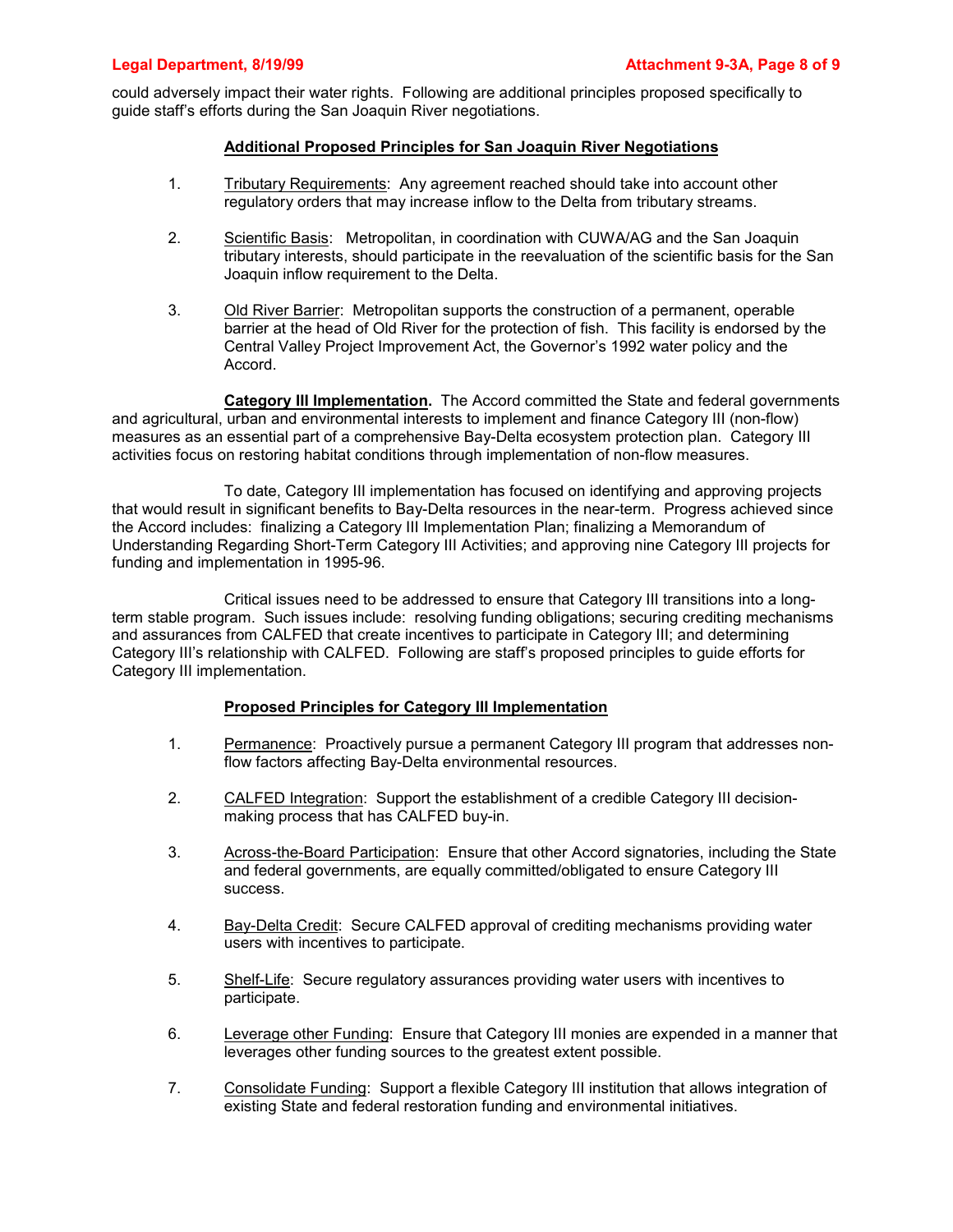could adversely impact their water rights. Following are additional principles proposed specifically to guide staff's efforts during the San Joaquin River negotiations.

**Additional Proposed Principles for San Joaquin River Negotiations**

1. Tributary Requirements: Any agreement reached should take into account other regulatory orders that may increase inflow to the Delta from tributary streams.

2. Scientific Basis: Metropolitan, in coordination with CUWA/AG and the San Joaquin tributary interests, should participate in the reevaluation of the scientific basis for the San Joaquin inflow requirement to the Delta.

3. Old River Barrier: Metropolitan supports the construction of a permanent, operable barrier at the head of Old River for the protection of fish. This facility is endorsed by the Central Valley Project Improvement Act, the Governor's 1992 water policy and the Accord.

**Category III Implementation.** The Accord committed the State and federal governments and agricultural, urban and environmental interests to implement and finance Category III (non-flow) measures as an essential part of a comprehensive Bay-Delta ecosystem protection plan. Category III activities focus on restoring habitat conditions through implementation of non-flow measures.

To date, Category III implementation has focused on identifying and approving projects that would result in significant benefits to Bay-Delta resources in the near-term. Progress achieved since the Accord includes: finalizing a Category III Implementation Plan; finalizing a Memorandum of Understanding Regarding Short-Term Category III Activities; and approving nine Category III projects for funding and implementation in 1995-96.

Critical issues need to be addressed to ensure that Category III transitions into a long-term stable program. Such issues include: resolving funding obligations; securing crediting mechanisms and assurances from CALFED that create incentives to participate in Category III; and determining Category III's relationship with CALFED. Following are staff's proposed principles to guide efforts for Category III implementation.

**Proposed Principles for Category III Implementation**

1. Permanence: Proactively pursue a permanent Category III program that addresses non-flow factors affecting Bay-Delta environmental resources.

2. CALFED Integration: Support the establishment of a credible Category III decision-making process that has CALFED buy-in.

3. Across-the-Board Participation: Ensure that other Accord signatories, including the State and federal governments, are equally committed/obligated to ensure Category III success.

4. Bay-Delta Credit: Secure CALFED approval of crediting mechanisms providing water users with incentives to participate.

5. Shelf-Life: Secure regulatory assurances providing water users with incentives to participate.

6. Leverage other Funding: Ensure that Category III monies are expended in a manner that leverages other funding sources to the greatest extent possible.

7. Consolidate Funding: Support a flexible Category III institution that allows integration of existing State and federal restoration funding and environmental initiatives.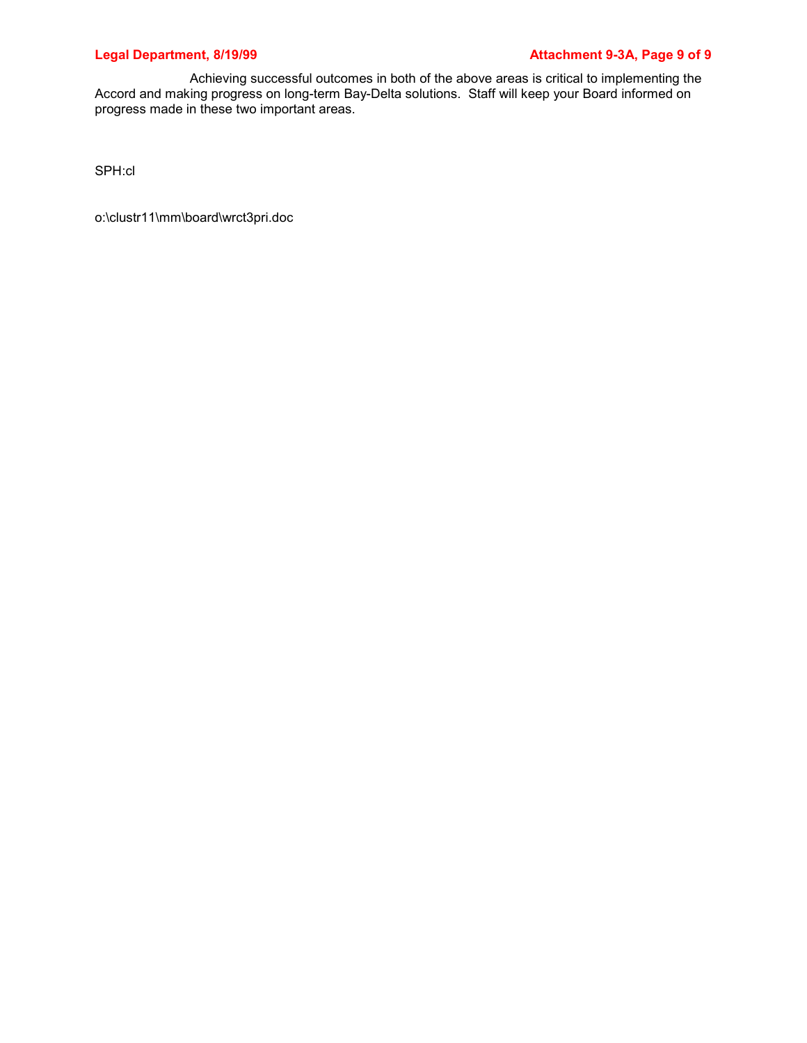Achieving successful outcomes in both of the above areas is critical to implementing the Accord and making progress on long-term Bay-Delta solutions. Staff will keep your Board informed on progress made in these two important areas.

SPH:cl

o:\clustr11\mm\board\wrct3pri.doc